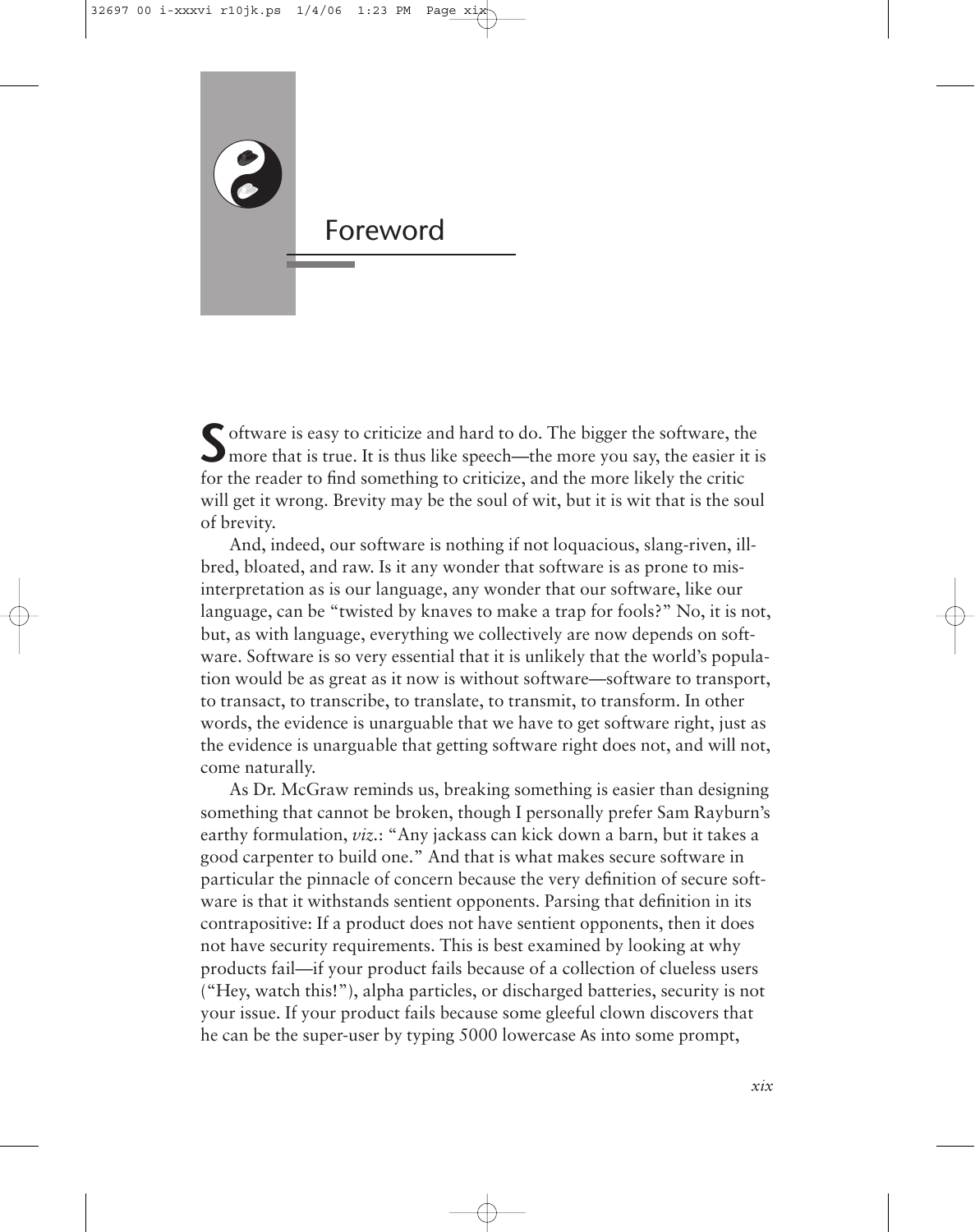# Foreword

Software is easy to criticize and hard to do. The bigger the software, the more that is true. It is thus like speech—the more you say, the easier it is for the reader to find something to criticize, and the more likely the critic will get it wrong. Brevity may be the soul of wit, but it is wit that is the soul of brevity.

And, indeed, our software is nothing if not loquacious, slang-riven, ill-bred, bloated, and raw. Is it any wonder that software is as prone to misinterpretation as is our language, any wonder that our software, like our language, can be "twisted by knaves to make a trap for fools?" No, it is not, but, as with language, everything we collectively are now depends on software. Software is so very essential that it is unlikely that the world's population would be as great as it now is without software—software to transport, to transact, to transcribe, to translate, to transmit, to transform. In other words, the evidence is unarguable that we have to get software right, just as the evidence is unarguable that getting software right does not, and will not, come naturally.

As Dr. McGraw reminds us, breaking something is easier than designing something that cannot be broken, though I personally prefer Sam Rayburn's earthy formulation, *viz.*: "Any jackass can kick down a barn, but it takes a good carpenter to build one." And that is what makes secure software in particular the pinnacle of concern because the very definition of secure software is that it withstands sentient opponents. Parsing that definition in its contrapositive: If a product does not have sentient opponents, then it does not have security requirements. This is best examined by looking at why products fail—if your product fails because of a collection of clueless users ("Hey, watch this!"), alpha particles, or discharged batteries, security is not your issue. If your product fails because some gleeful clown discovers that he can be the super-user by typing 5000 lowercase `A`s into some prompt,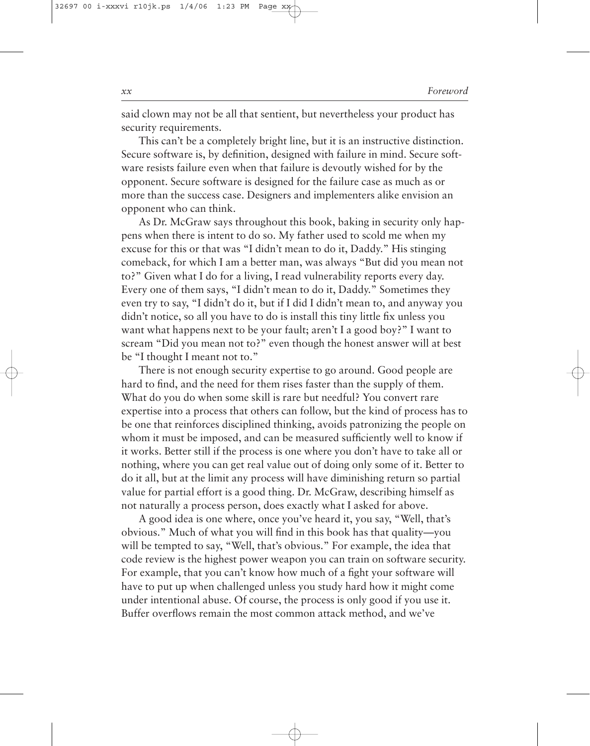said clown may not be all that sentient, but nevertheless your product has security requirements.

This can't be a completely bright line, but it is an instructive distinction. Secure software is, by definition, designed with failure in mind. Secure software resists failure even when that failure is devoutly wished for by the opponent. Secure software is designed for the failure case as much as or more than the success case. Designers and implementers alike envision an opponent who can think.

As Dr. McGraw says throughout this book, baking in security only happens when there is intent to do so. My father used to scold me when my excuse for this or that was "I didn't mean to do it, Daddy." His stinging comeback, for which I am a better man, was always "But did you mean not to?" Given what I do for a living, I read vulnerability reports every day. Every one of them says, "I didn't mean to do it, Daddy." Sometimes they even try to say, "I didn't do it, but if I did I didn't mean to, and anyway you didn't notice, so all you have to do is install this tiny little fix unless you want what happens next to be your fault; aren't I a good boy?" I want to scream "Did you mean not to?" even though the honest answer will at best be "I thought I meant not to."

There is not enough security expertise to go around. Good people are hard to find, and the need for them rises faster than the supply of them. What do you do when some skill is rare but needful? You convert rare expertise into a process that others can follow, but the kind of process has to be one that reinforces disciplined thinking, avoids patronizing the people on whom it must be imposed, and can be measured sufficiently well to know if it works. Better still if the process is one where you don't have to take all or nothing, where you can get real value out of doing only some of it. Better to do it all, but at the limit any process will have diminishing return so partial value for partial effort is a good thing. Dr. McGraw, describing himself as not naturally a process person, does exactly what I asked for above.

A good idea is one where, once you've heard it, you say, "Well, that's obvious." Much of what you will find in this book has that quality—you will be tempted to say, "Well, that's obvious." For example, the idea that code review is the highest power weapon you can train on software security. For example, that you can't know how much of a fight your software will have to put up when challenged unless you study hard how it might come under intentional abuse. Of course, the process is only good if you use it. Buffer overflows remain the most common attack method, and we've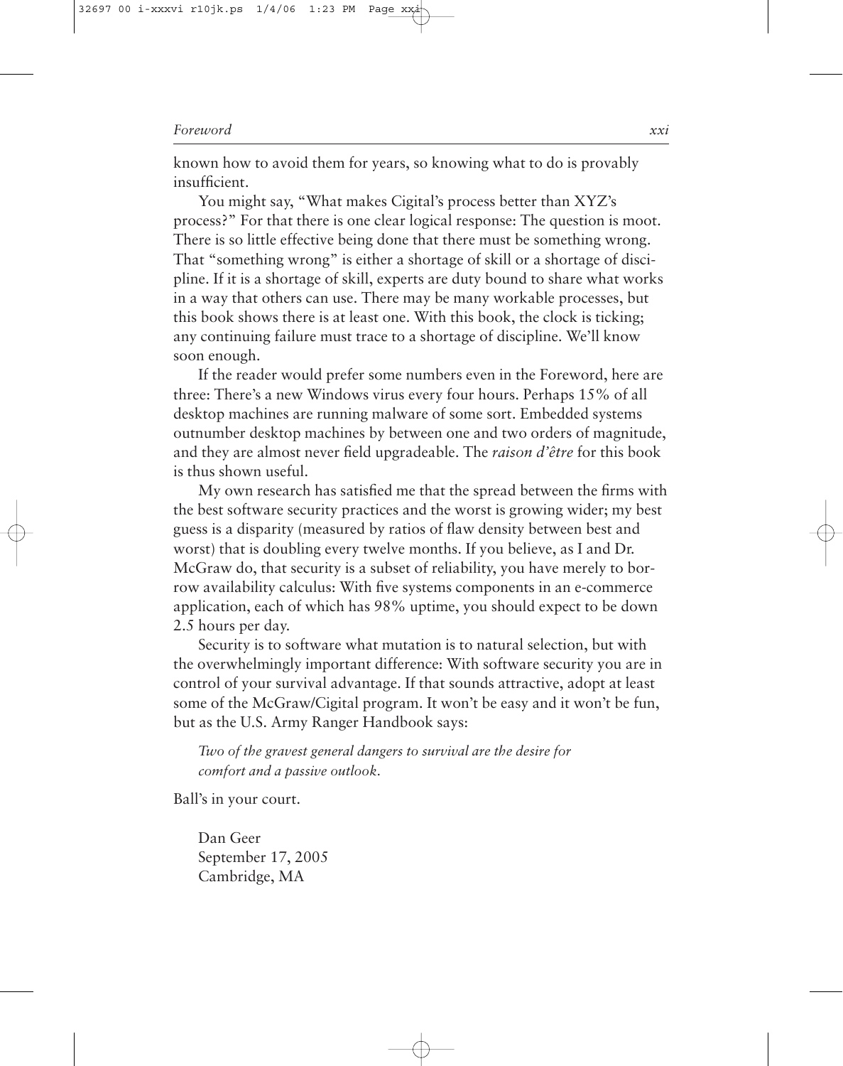known how to avoid them for years, so knowing what to do is provably insufficient.

You might say, "What makes Cigital's process better than XYZ's process?" For that there is one clear logical response: The question is moot. There is so little effective being done that there must be something wrong. That "something wrong" is either a shortage of skill or a shortage of discipline. If it is a shortage of skill, experts are duty bound to share what works in a way that others can use. There may be many workable processes, but this book shows there is at least one. With this book, the clock is ticking; any continuing failure must trace to a shortage of discipline. We'll know soon enough.

If the reader would prefer some numbers even in the Foreword, here are three: There's a new Windows virus every four hours. Perhaps 15% of all desktop machines are running malware of some sort. Embedded systems outnumber desktop machines by between one and two orders of magnitude, and they are almost never field upgradeable. The *raison d'être* for this book is thus shown useful.

My own research has satisfied me that the spread between the firms with the best software security practices and the worst is growing wider; my best guess is a disparity (measured by ratios of flaw density between best and worst) that is doubling every twelve months. If you believe, as I and Dr. McGraw do, that security is a subset of reliability, you have merely to borrow availability calculus: With five systems components in an e-commerce application, each of which has 98% uptime, you should expect to be down 2.5 hours per day.

Security is to software what mutation is to natural selection, but with the overwhelmingly important difference: With software security you are in control of your survival advantage. If that sounds attractive, adopt at least some of the McGraw/Cigital program. It won't be easy and it won't be fun, but as the U.S. Army Ranger Handbook says:

> *Two of the gravest general dangers to survival are the desire for comfort and a passive outlook.*

Ball's in your court.

Dan Geer
September 17, 2005
Cambridge, MA